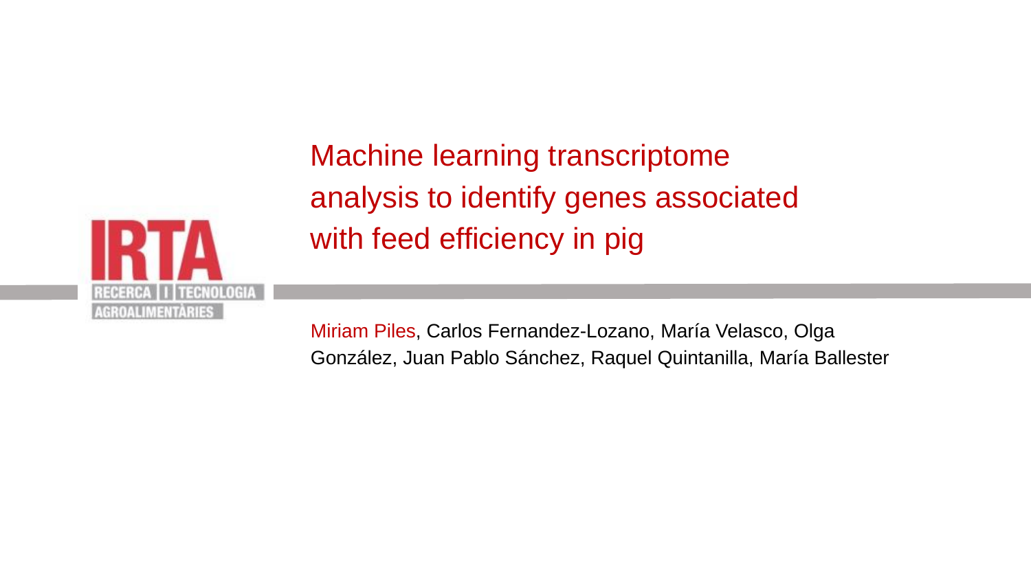IRTA

RECERCA I TECNOLOGIA AGROALIMENTÀRIES

# Machine learning transcriptome analysis to identify genes associated with feed efficiency in pig

Miriam Piles, Carlos Fernandez-Lozano, María Velasco, Olga González, Juan Pablo Sánchez, Raquel Quintanilla, María Ballester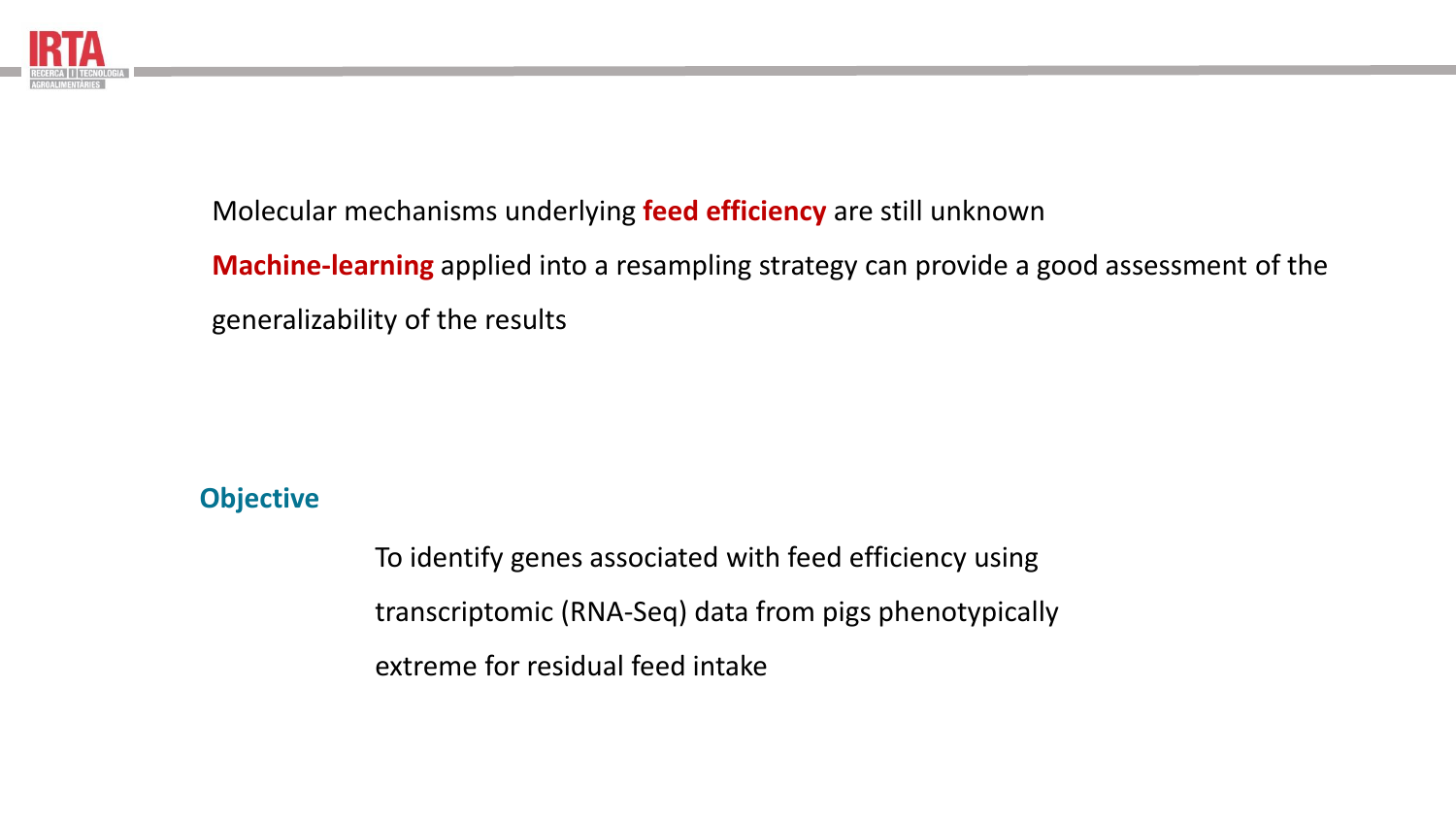Molecular mechanisms underlying **feed efficiency** are still unknown

**Machine-learning** applied into a resampling strategy can provide a good assessment of the generalizability of the results

## Objective

To identify genes associated with feed efficiency using transcriptomic (RNA-Seq) data from pigs phenotypically extreme for residual feed intake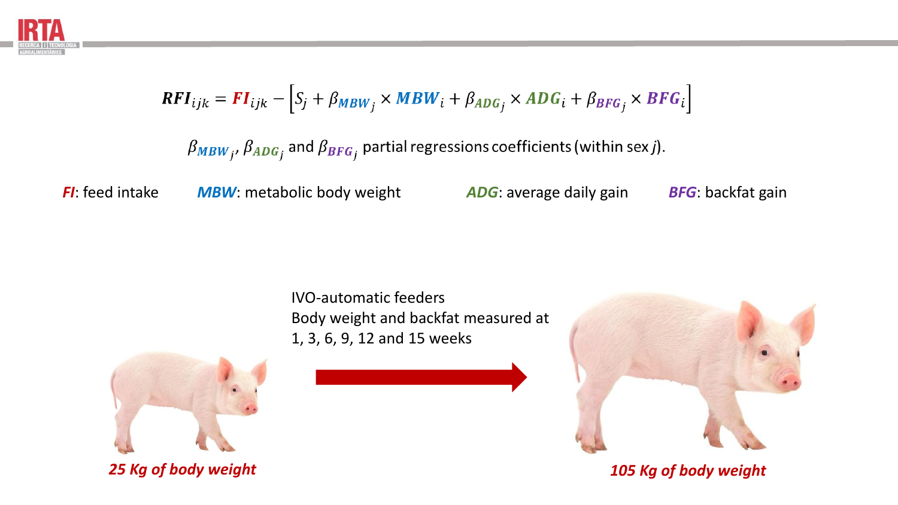$$RFI_{ijk} = FI_{ijk} - \left[S_j + \beta_{MBW_j} \times MBW_i + \beta_{ADG_j} \times ADG_i + \beta_{BFG_j} \times BFG_i\right]$$

$\beta_{MBW_j}$, $\beta_{ADG_j}$ and $\beta_{BFG_j}$ partial regressions coefficients (within sex *j*).

***FI***: feed intake ***MBW***: metabolic body weight ***ADG***: average daily gain ***BFG***: backfat gain

IVO-automatic feeders
Body weight and backfat measured at 1, 3, 6, 9, 12 and 15 weeks

***25 Kg of body weight***

***105 Kg of body weight***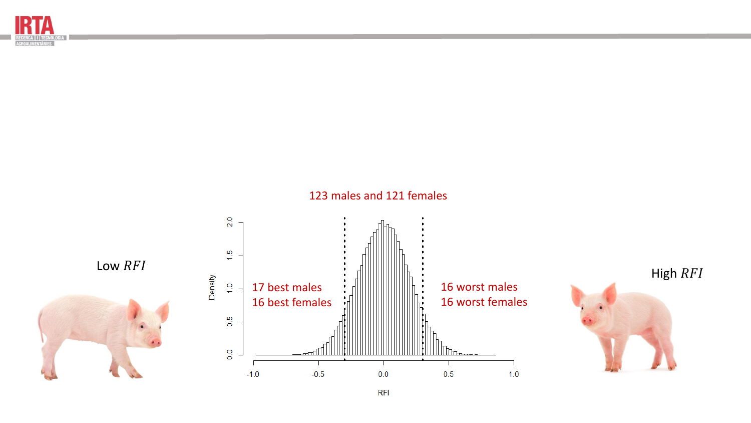123 males and 121 females

Low $RFI$

17 best males
16 best females

16 worst males
16 worst females

High $RFI$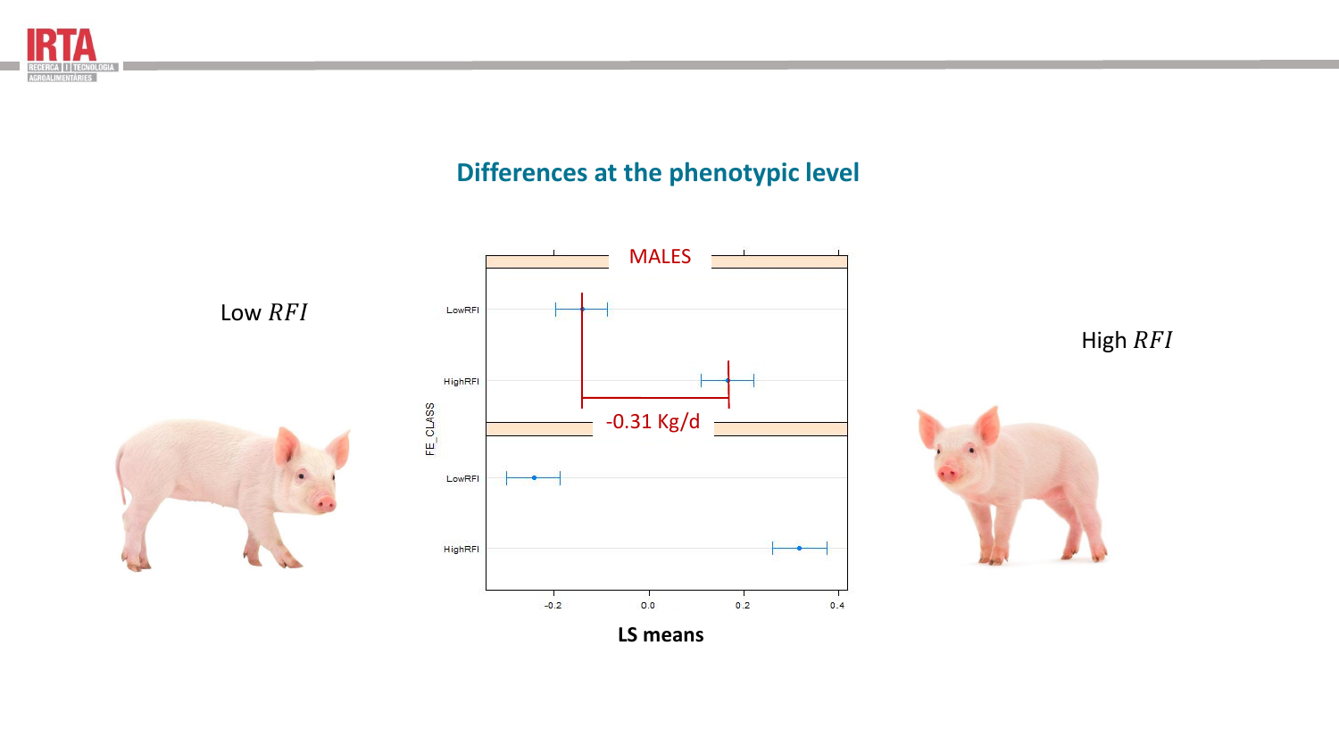## Differences at the phenotypic level

Low $RFI$

High $RFI$

MALES

-0.31 Kg/d

LS means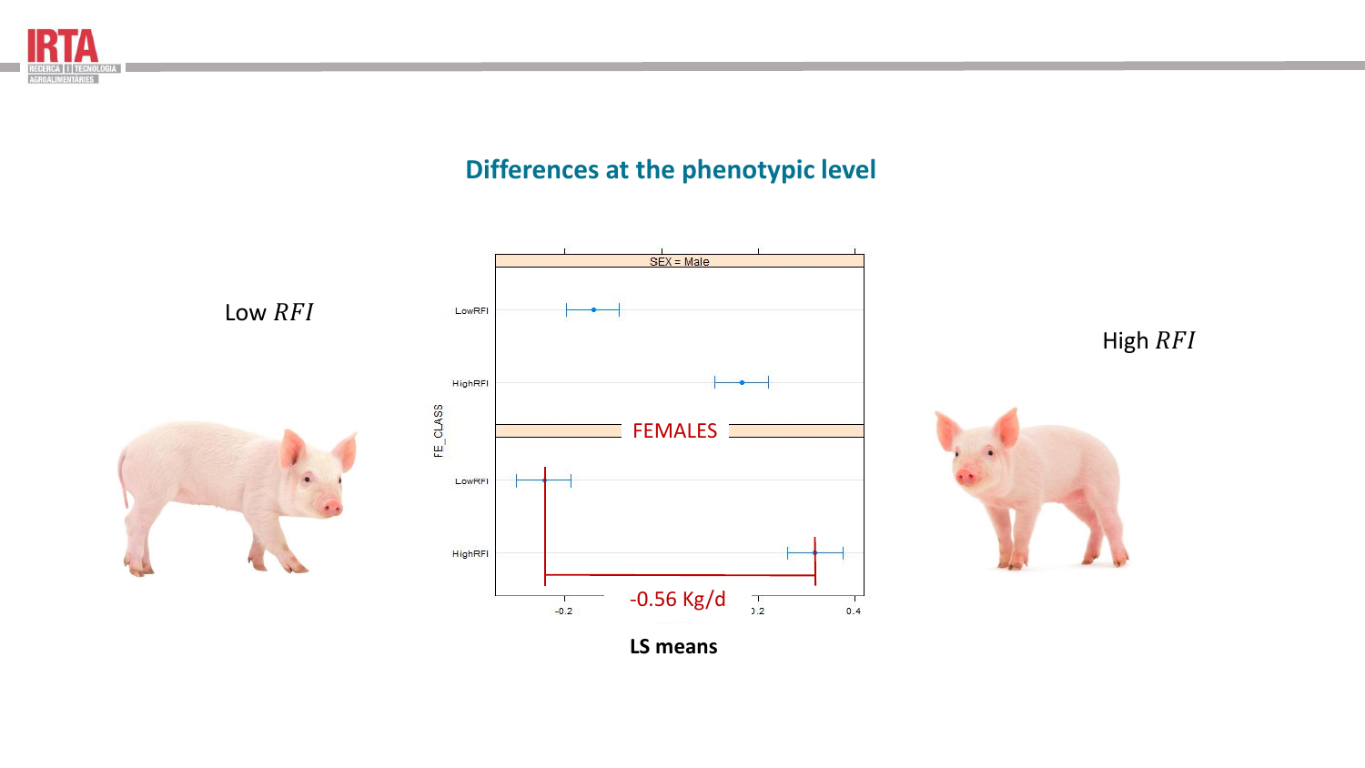## Differences at the phenotypic level

Low $RFI$

High $RFI$

SEX = Male

LowRFI

HighRFI

FEMALES

LowRFI

HighRFI

FE_CLASS

-0.56 Kg/d

-0.2

0.2

0.4

**LS means**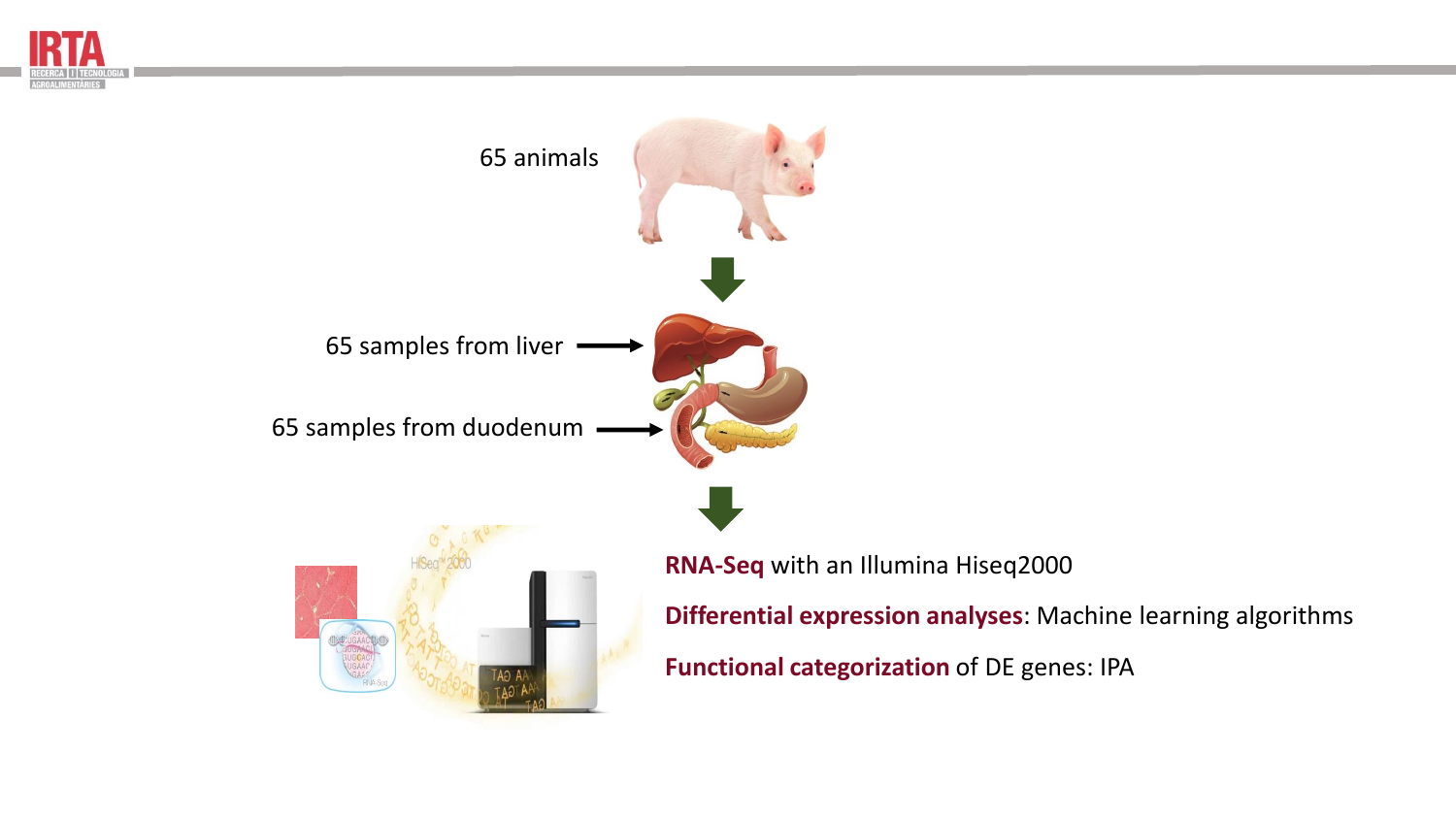65 animals

65 samples from liver

65 samples from duodenum

**RNA-Seq** with an Illumina Hiseq2000

**Differential expression analyses**: Machine learning algorithms

**Functional categorization** of DE genes: IPA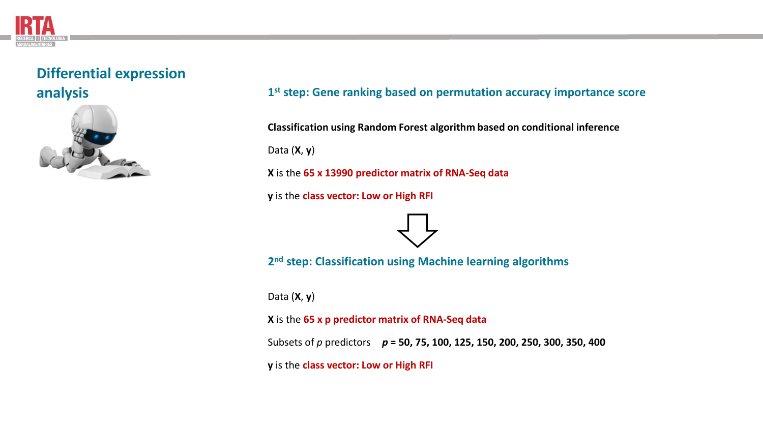## Differential expression analysis

### 1st step: Gene ranking based on permutation accuracy importance score

**Classification using Random Forest algorithm based on conditional inference**

Data (**X**, **y**)

**X** is the **65 x 13990 predictor matrix of RNA-Seq data**

**y** is the **class vector: Low or High RFI**

⇩

### 2nd step: Classification using Machine learning algorithms

Data (**X**, **y**)

**X** is the **65 x p predictor matrix of RNA-Seq data**

Subsets of $p$ predictors **$p$ = 50, 75, 100, 125, 150, 200, 250, 300, 350, 400**

**y** is the **class vector: Low or High RFI**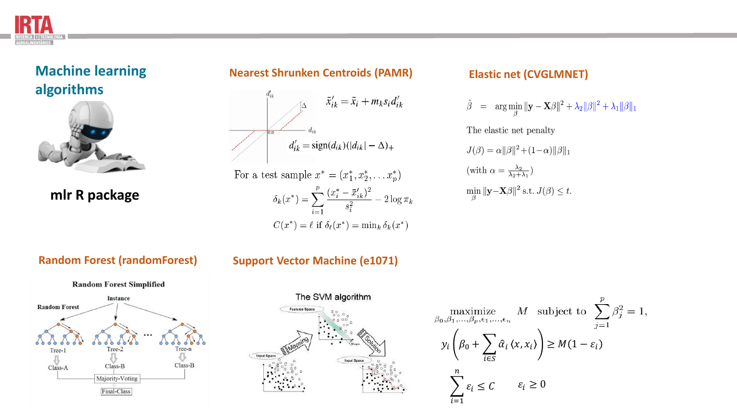# Machine learning algorithms

**mlr R package**

## Nearest Shrunken Centroids (PAMR)

$$\bar{x}'_{ik} = \bar{x}_i + m_k s_i d'_{ik}$$

$$d'_{ik} = \text{sign}(d_{ik})(|d_{ik}| - \Delta)_+$$

For a test sample $x^* = (x_1^*, x_2^*, \ldots x_p^*)$

$$\delta_k(x^*) = \sum_{i=1}^{p} \frac{(x_i^* - \bar{x}'_{ik})^2}{s_i^2} - 2\log \pi_k$$

$$C(x^*) = \ell \text{ if } \delta_\ell(x^*) = \min_k \delta_k(x^*)$$

## Elastic net (CVGLMNET)

$$\hat{\beta} = \arg\min_{\beta} \|\mathbf{y} - \mathbf{X}\beta\|^2 + \lambda_2\|\beta\|^2 + \lambda_1\|\beta\|_1$$

The elastic net penalty

$$J(\beta) = \alpha\|\beta\|^2 + (1-\alpha)\|\beta\|_1$$

(with $\alpha = \frac{\lambda_2}{\lambda_2+\lambda_1}$)

$$\min_{\beta} \|\mathbf{y} - \mathbf{X}\beta\|^2 \text{ s.t. } J(\beta) \leq t.$$

## Random Forest (randomForest)

Random Forest Simplified

Instance — Random Forest — Tree-1, Tree-2, ..., Tree-n — Class-A, Class-B, Class-B — Majority-Voting — Final-Class

## Support Vector Machine (e1071)

The SVM algorithm

$$\underset{\beta_0,\beta_1,\ldots,\beta_p,\epsilon_1,\ldots,\epsilon_n}{\text{maximize}} \quad M \quad \text{subject to} \quad \sum_{j=1}^{p} \beta_j^2 = 1,$$

$$y_i \left( \beta_0 + \sum_{i \in S} \hat{\alpha}_i \langle x, x_i \rangle \right) \geq M(1 - \varepsilon_i)$$

$$\sum_{i=1}^{n} \varepsilon_i \leq C \qquad \varepsilon_i \geq 0$$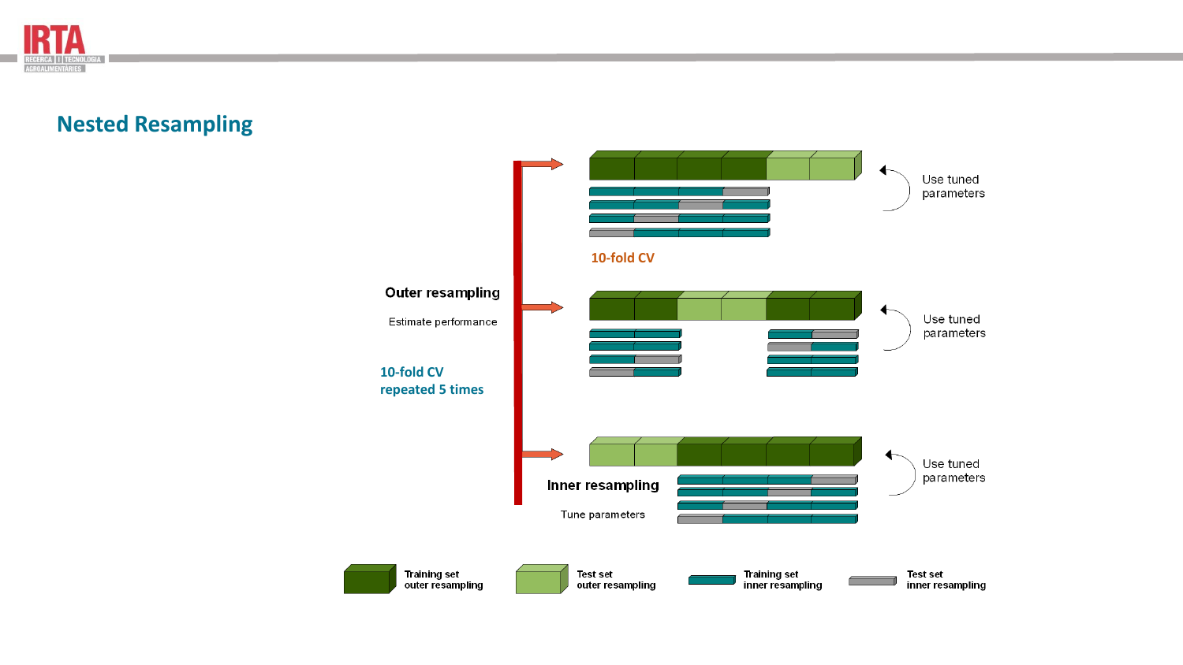## Nested Resampling

Outer resampling

Estimate performance

10-fold CV
repeated 5 times

10-fold CV

Use tuned parameters

Use tuned parameters

Use tuned parameters

Inner resampling

Tune parameters

Training set outer resampling

Test set outer resampling

Training set inner resampling

Test set inner resampling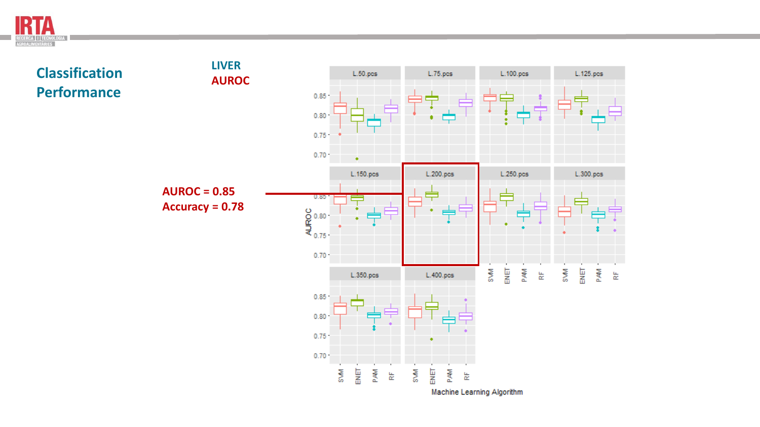## Classification Performance

**LIVER**

**AUROC**

**AUROC = 0.85**
**Accuracy = 0.78**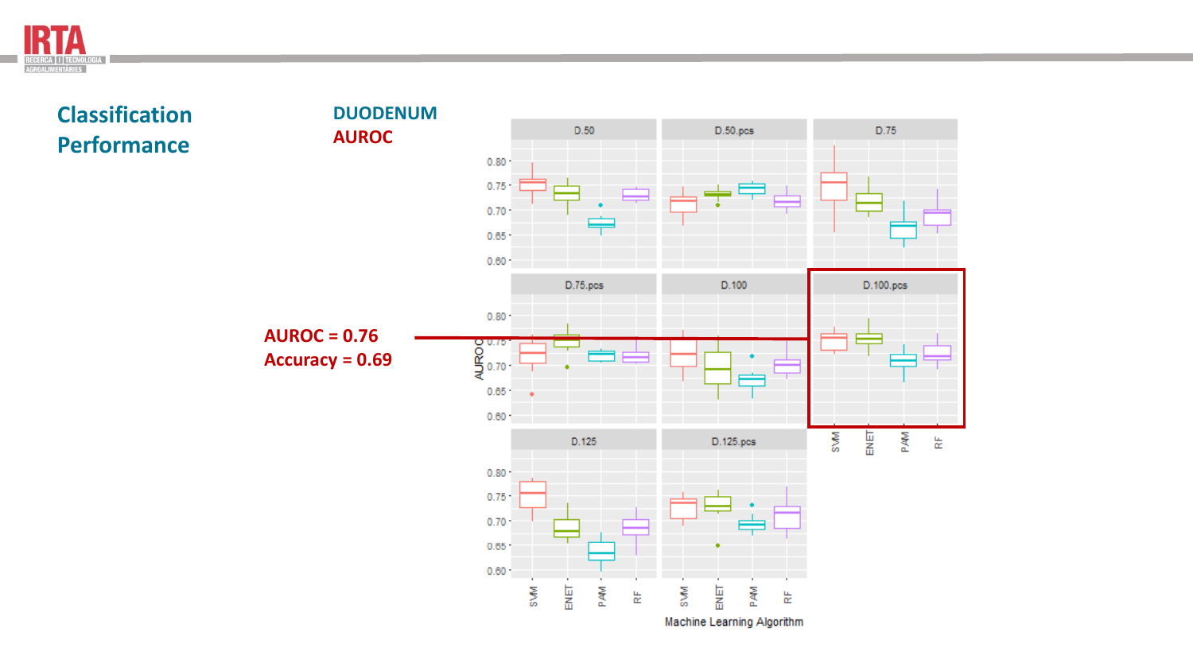## Classification Performance

**DUODENUM**

**AUROC**

**AUROC = 0.76**
**Accuracy = 0.69**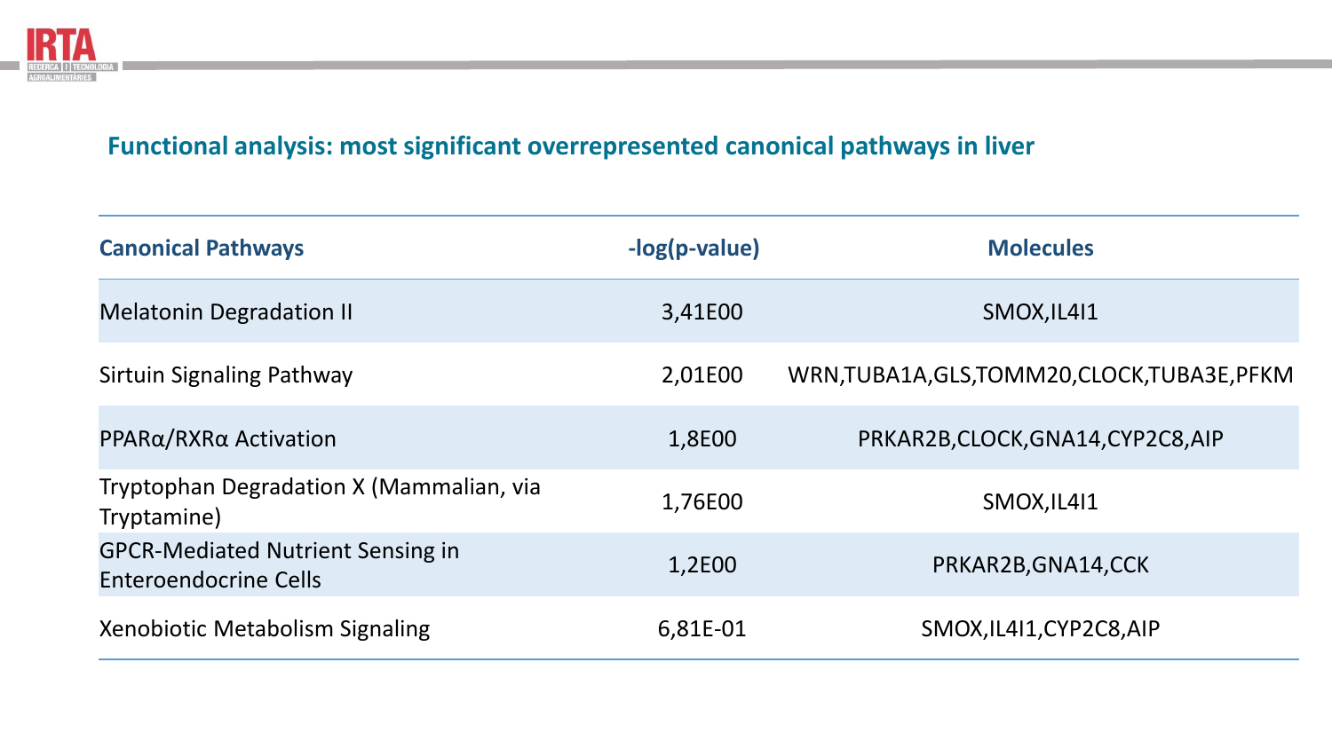## Functional analysis: most significant overrepresented canonical pathways in liver

| Canonical Pathways | -log(p-value) | Molecules |
| --- | --- | --- |
| Melatonin Degradation II | 3,41E00 | SMOX,IL4I1 |
| Sirtuin Signaling Pathway | 2,01E00 | WRN,TUBA1A,GLS,TOMM20,CLOCK,TUBA3E,PFKM |
| PPARα/RXRα Activation | 1,8E00 | PRKAR2B,CLOCK,GNA14,CYP2C8,AIP |
| Tryptophan Degradation X (Mammalian, via Tryptamine) | 1,76E00 | SMOX,IL4I1 |
| GPCR-Mediated Nutrient Sensing in Enteroendocrine Cells | 1,2E00 | PRKAR2B,GNA14,CCK |
| Xenobiotic Metabolism Signaling | 6,81E-01 | SMOX,IL4I1,CYP2C8,AIP |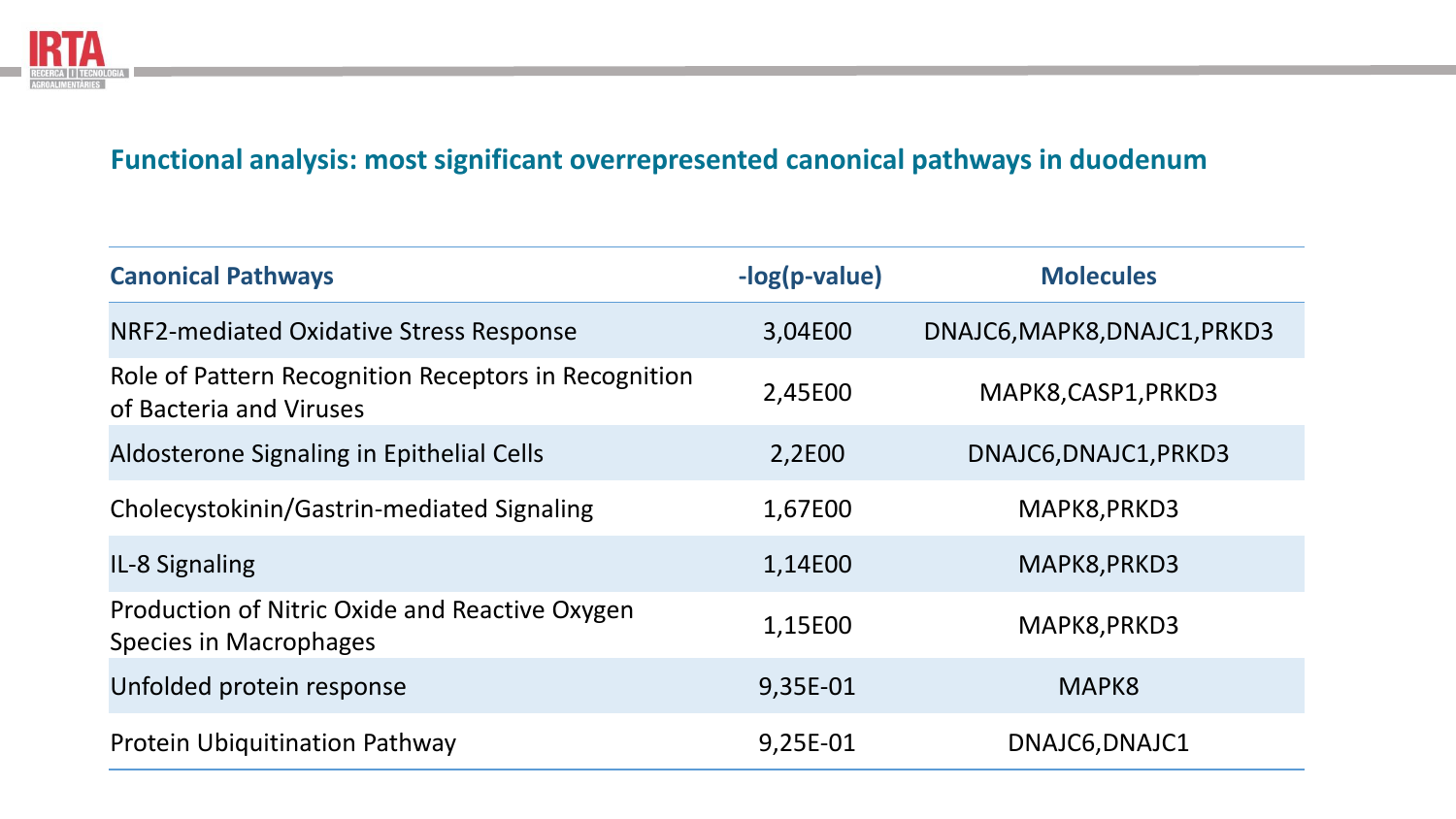## Functional analysis: most significant overrepresented canonical pathways in duodenum

| Canonical Pathways | -log(p-value) | Molecules |
|---|---|---|
| NRF2-mediated Oxidative Stress Response | 3,04E00 | DNAJC6,MAPK8,DNAJC1,PRKD3 |
| Role of Pattern Recognition Receptors in Recognition of Bacteria and Viruses | 2,45E00 | MAPK8,CASP1,PRKD3 |
| Aldosterone Signaling in Epithelial Cells | 2,2E00 | DNAJC6,DNAJC1,PRKD3 |
| Cholecystokinin/Gastrin-mediated Signaling | 1,67E00 | MAPK8,PRKD3 |
| IL-8 Signaling | 1,14E00 | MAPK8,PRKD3 |
| Production of Nitric Oxide and Reactive Oxygen Species in Macrophages | 1,15E00 | MAPK8,PRKD3 |
| Unfolded protein response | 9,35E-01 | MAPK8 |
| Protein Ubiquitination Pathway | 9,25E-01 | DNAJC6,DNAJC1 |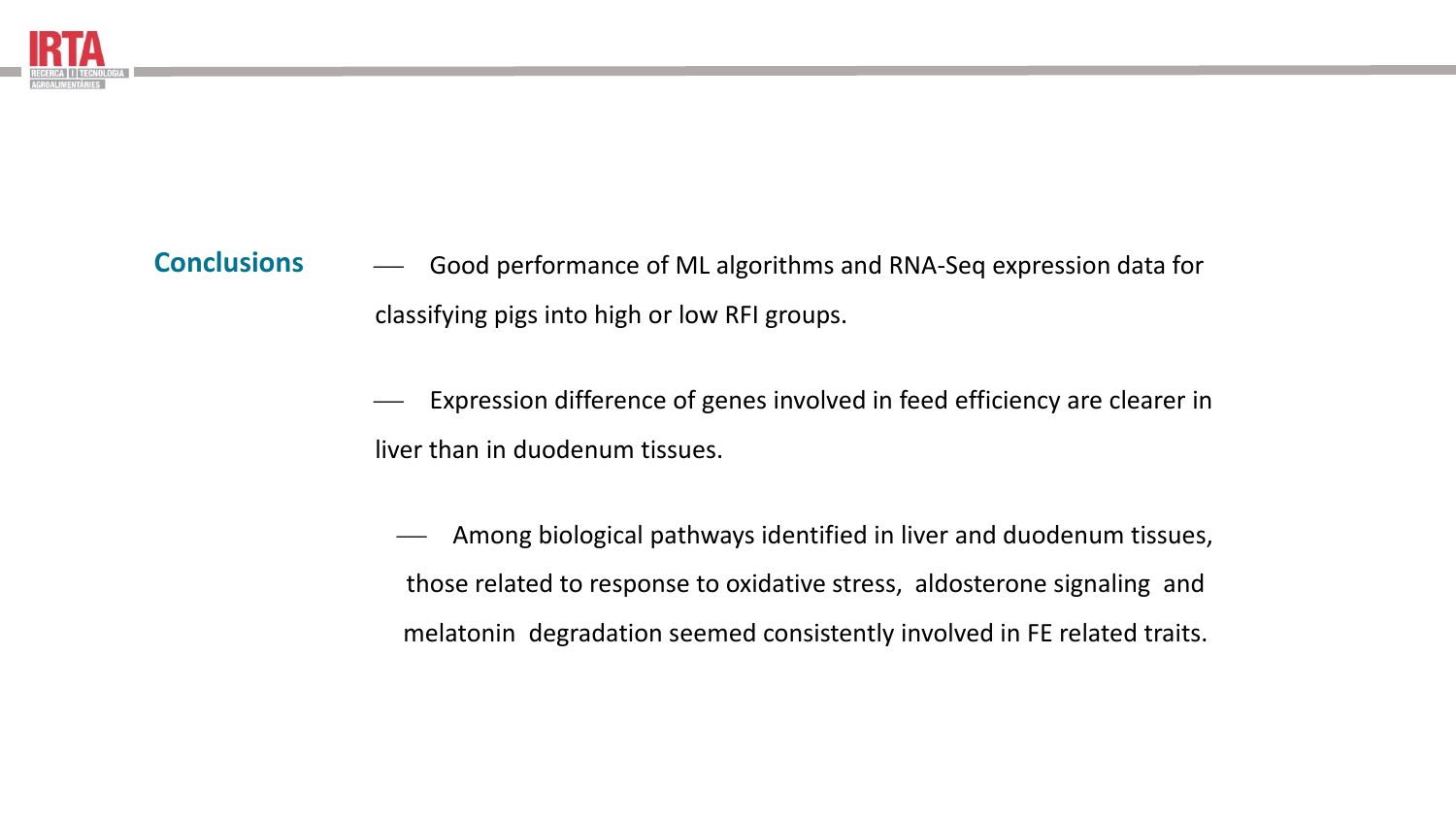## Conclusions

- Good performance of ML algorithms and RNA-Seq expression data for classifying pigs into high or low RFI groups.
- Expression difference of genes involved in feed efficiency are clearer in liver than in duodenum tissues.
- Among biological pathways identified in liver and duodenum tissues, those related to response to oxidative stress, aldosterone signaling and melatonin degradation seemed consistently involved in FE related traits.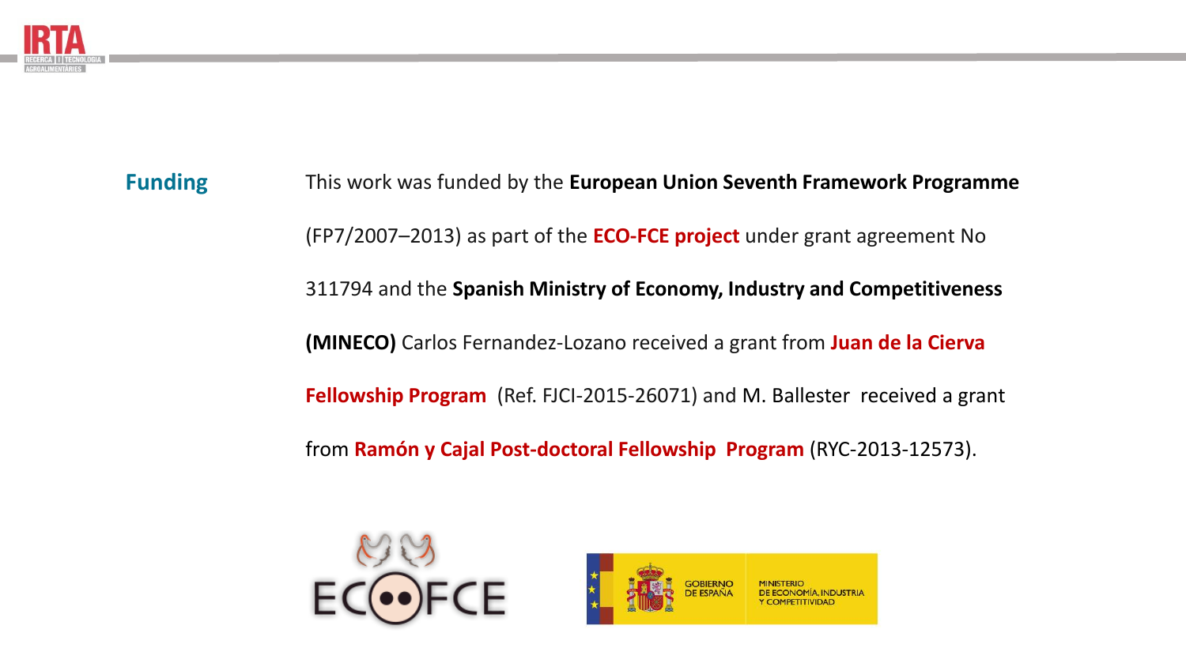**Funding**

This work was funded by the **European Union Seventh Framework Programme** (FP7/2007–2013) as part of the **ECO-FCE project** under grant agreement No 311794 and the **Spanish Ministry of Economy, Industry and Competitiveness (MINECO)** Carlos Fernandez-Lozano received a grant from **Juan de la Cierva Fellowship Program** (Ref. FJCI-2015-26071) and M. Ballester received a grant from **Ramón y Cajal Post-doctoral Fellowship Program** (RYC-2013-12573).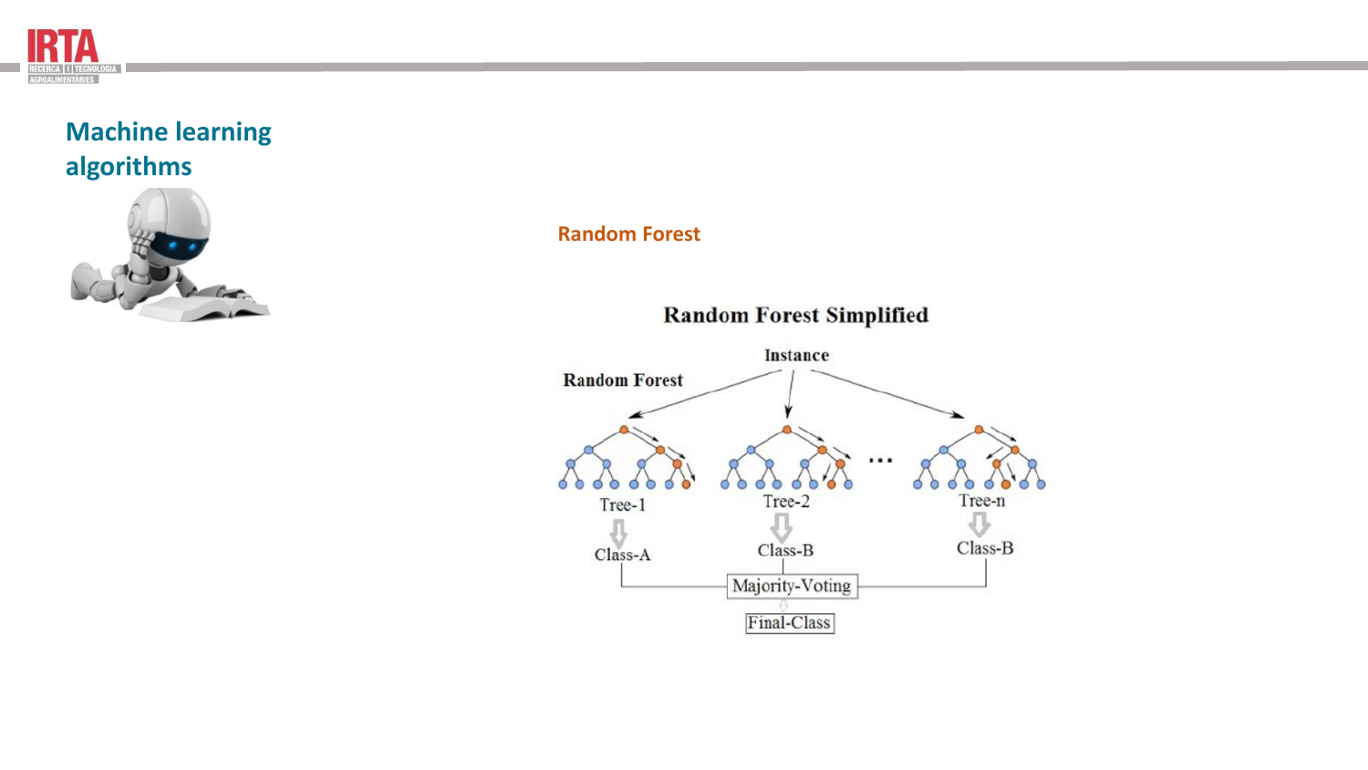## Machine learning algorithms

### Random Forest

Random Forest Simplified

Instance

Random Forest

Tree-1 → Class-A

Tree-2 → Class-B

Tree-n → Class-B

Majority-Voting

Final-Class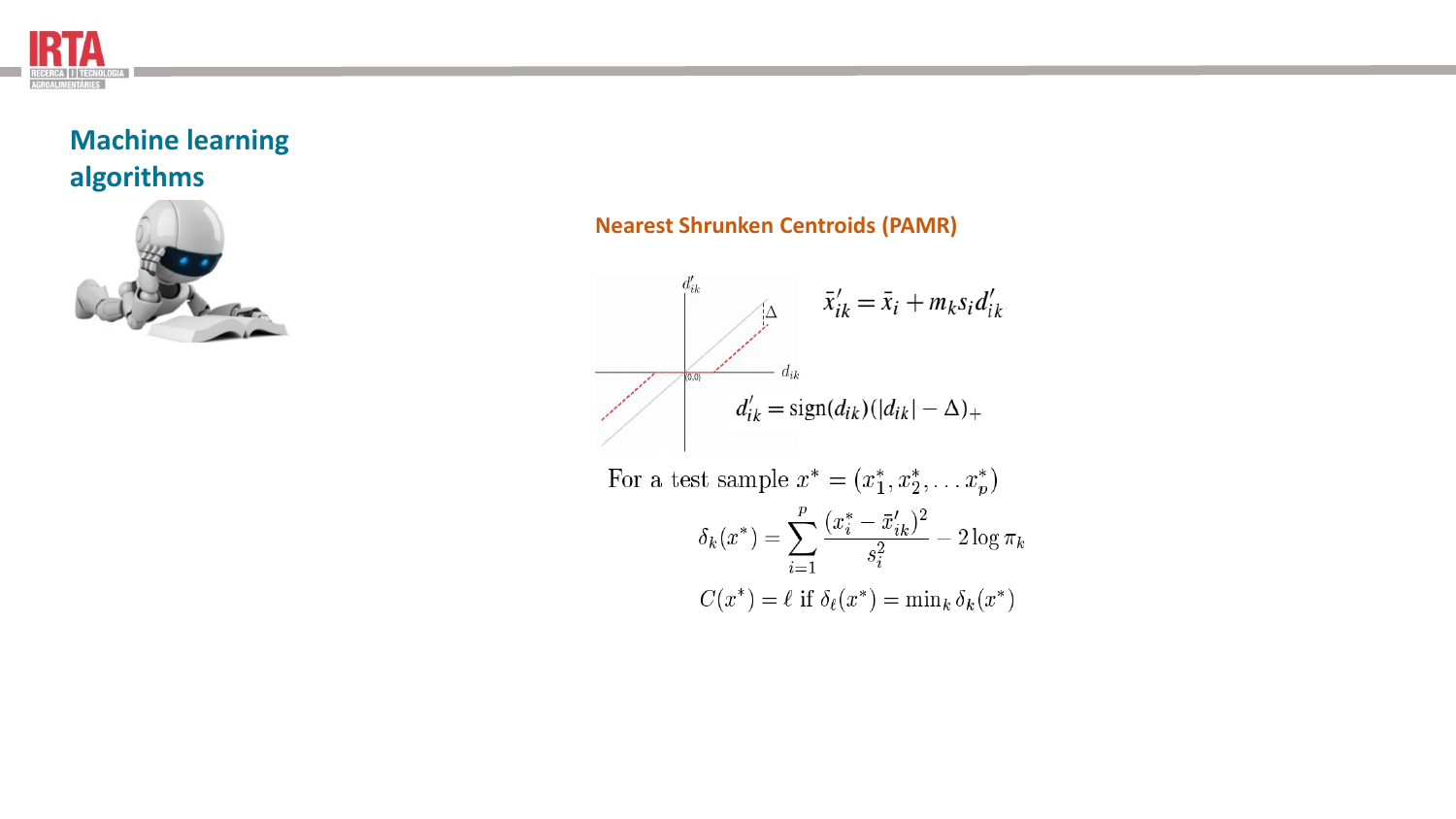## Machine learning algorithms

### Nearest Shrunken Centroids (PAMR)

$$\bar{x}'_{ik} = \bar{x}_i + m_k s_i d'_{ik}$$

$$d'_{ik} = \text{sign}(d_{ik})(|d_{ik}| - \Delta)_+$$

For a test sample $x^* = (x_1^*, x_2^*, \ldots x_p^*)$

$$\delta_k(x^*) = \sum_{i=1}^{p} \frac{(x_i^* - \bar{x}'_{ik})^2}{s_i^2} - 2\log \pi_k$$

$$C(x^*) = \ell \text{ if } \delta_\ell(x^*) = \min_k \delta_k(x^*)$$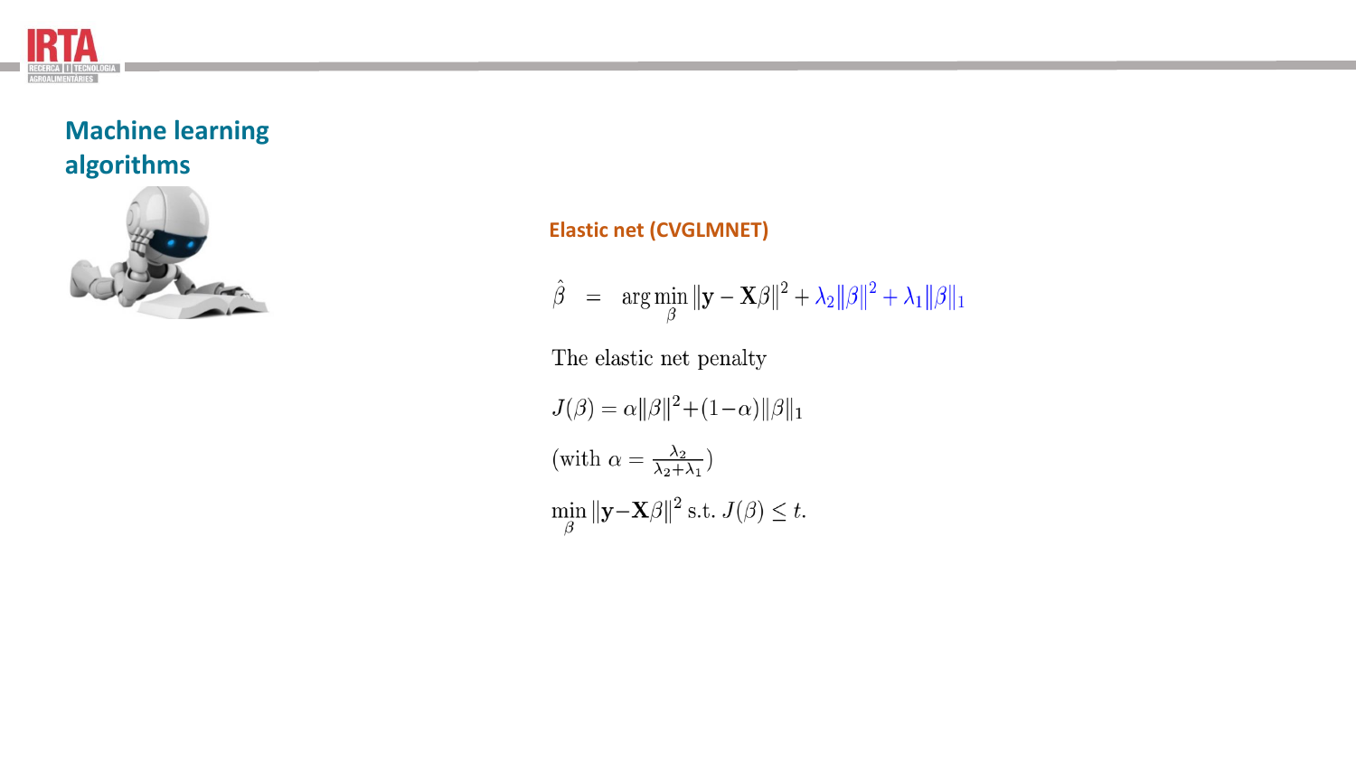## Machine learning algorithms

### Elastic net (CVGLMNET)

$$\hat{\beta} \;=\; \arg\min_{\beta} \|\mathbf{y} - \mathbf{X}\beta\|^2 + \lambda_2\|\beta\|^2 + \lambda_1\|\beta\|_1$$

The elastic net penalty

$$J(\beta) = \alpha\|\beta\|^2 + (1-\alpha)\|\beta\|_1$$

(with $\alpha = \frac{\lambda_2}{\lambda_2+\lambda_1}$)

$$\min_{\beta} \|\mathbf{y} - \mathbf{X}\beta\|^2 \text{ s.t. } J(\beta) \leq t.$$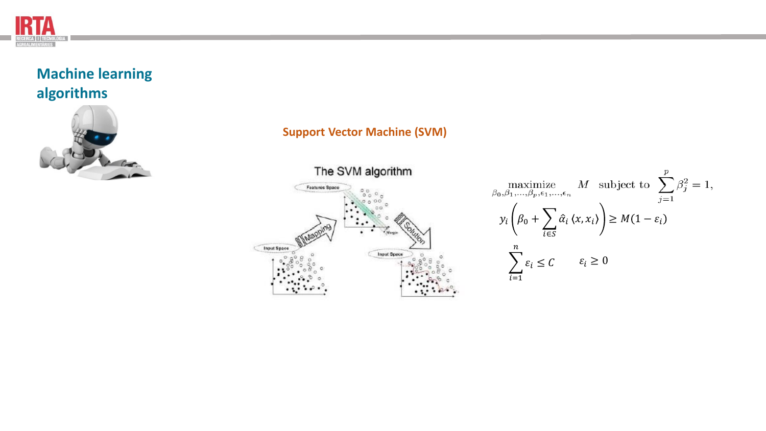## Machine learning algorithms

### Support Vector Machine (SVM)

$$\underset{\beta_0, \beta_1, \ldots, \beta_p, \epsilon_1, \ldots, \epsilon_n}{\text{maximize}} \quad M \quad \text{subject to} \quad \sum_{j=1}^{p} \beta_j^2 = 1,$$

$$y_i \left( \beta_0 + \sum_{i \in S} \hat{\alpha}_i \langle x, x_i \rangle \right) \geq M(1 - \varepsilon_i)$$

$$\sum_{i=1}^{n} \varepsilon_i \leq C \qquad \varepsilon_i \geq 0$$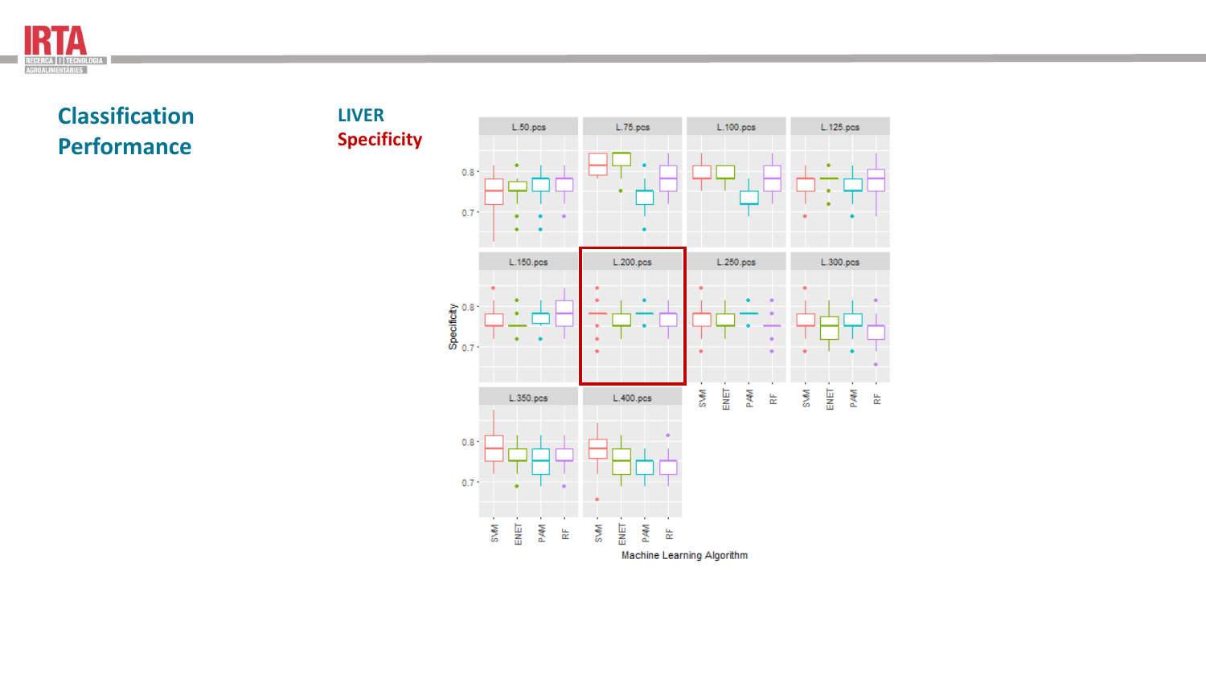# Classification Performance

## LIVER

**Specificity**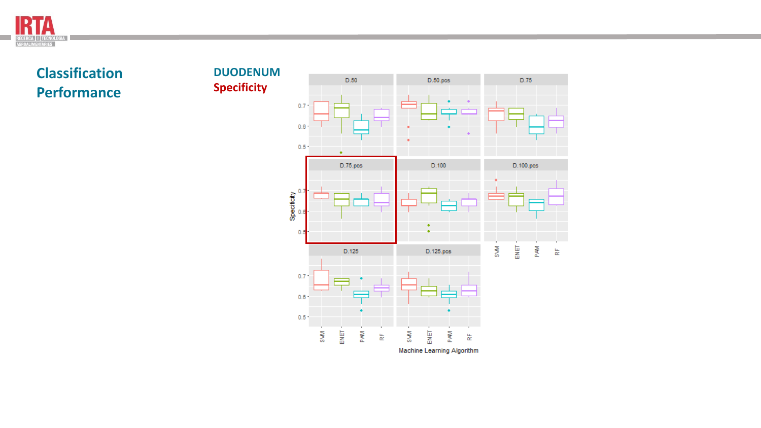## Classification Performance

**DUODENUM**

**Specificity**

D.50

D.50.pcs

D.75

D.75.pcs

D.100

D.100.pcs

D.125

D.125.pcs

0.7

0.6

0.5

Specificity

SVM

ENET

PAM

RF

Machine Learning Algorithm